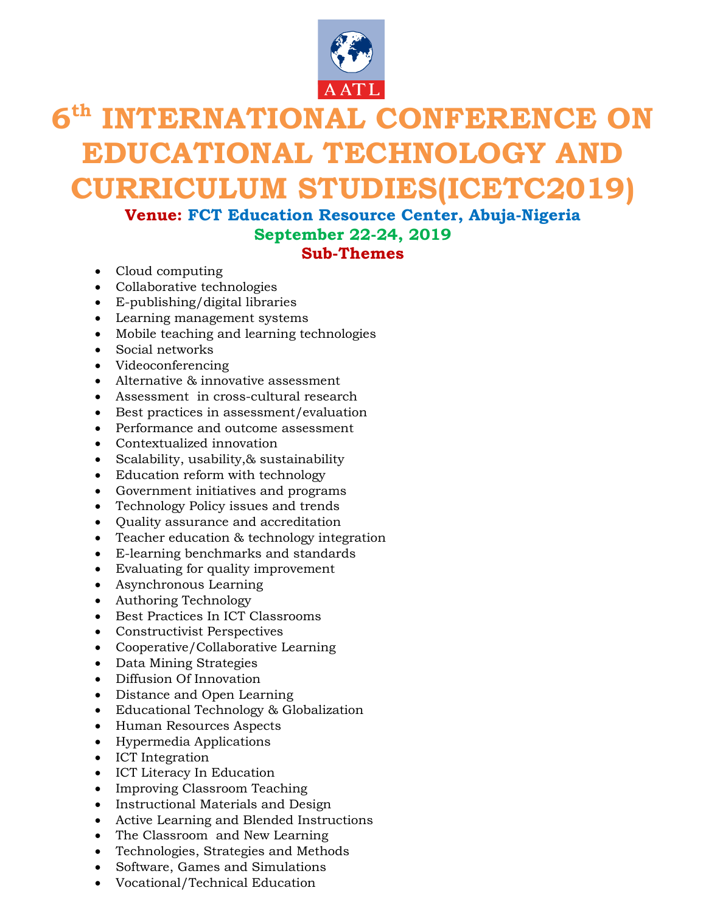AATL

# 6th INTERNATIONAL CONFERENCE ON EDUCATIONAL TECHNOLOGY AND CURRICULUM STUDIES(ICETC2019)

**Venue: FCT Education Resource Center, Abuja-Nigeria**

**September 22-24, 2019**

## Sub-Themes

- Cloud computing
- Collaborative technologies
- E-publishing/digital libraries
- Learning management systems
- Mobile teaching and learning technologies
- Social networks
- Videoconferencing
- Alternative & innovative assessment
- Assessment in cross-cultural research
- Best practices in assessment/evaluation
- Performance and outcome assessment
- Contextualized innovation
- Scalability, usability,& sustainability
- Education reform with technology
- Government initiatives and programs
- Technology Policy issues and trends
- Quality assurance and accreditation
- Teacher education & technology integration
- E-learning benchmarks and standards
- Evaluating for quality improvement
- Asynchronous Learning
- Authoring Technology
- Best Practices In ICT Classrooms
- Constructivist Perspectives
- Cooperative/Collaborative Learning
- Data Mining Strategies
- Diffusion Of Innovation
- Distance and Open Learning
- Educational Technology & Globalization
- Human Resources Aspects
- Hypermedia Applications
- ICT Integration
- ICT Literacy In Education
- Improving Classroom Teaching
- Instructional Materials and Design
- Active Learning and Blended Instructions
- The Classroom and New Learning
- Technologies, Strategies and Methods
- Software, Games and Simulations
- Vocational/Technical Education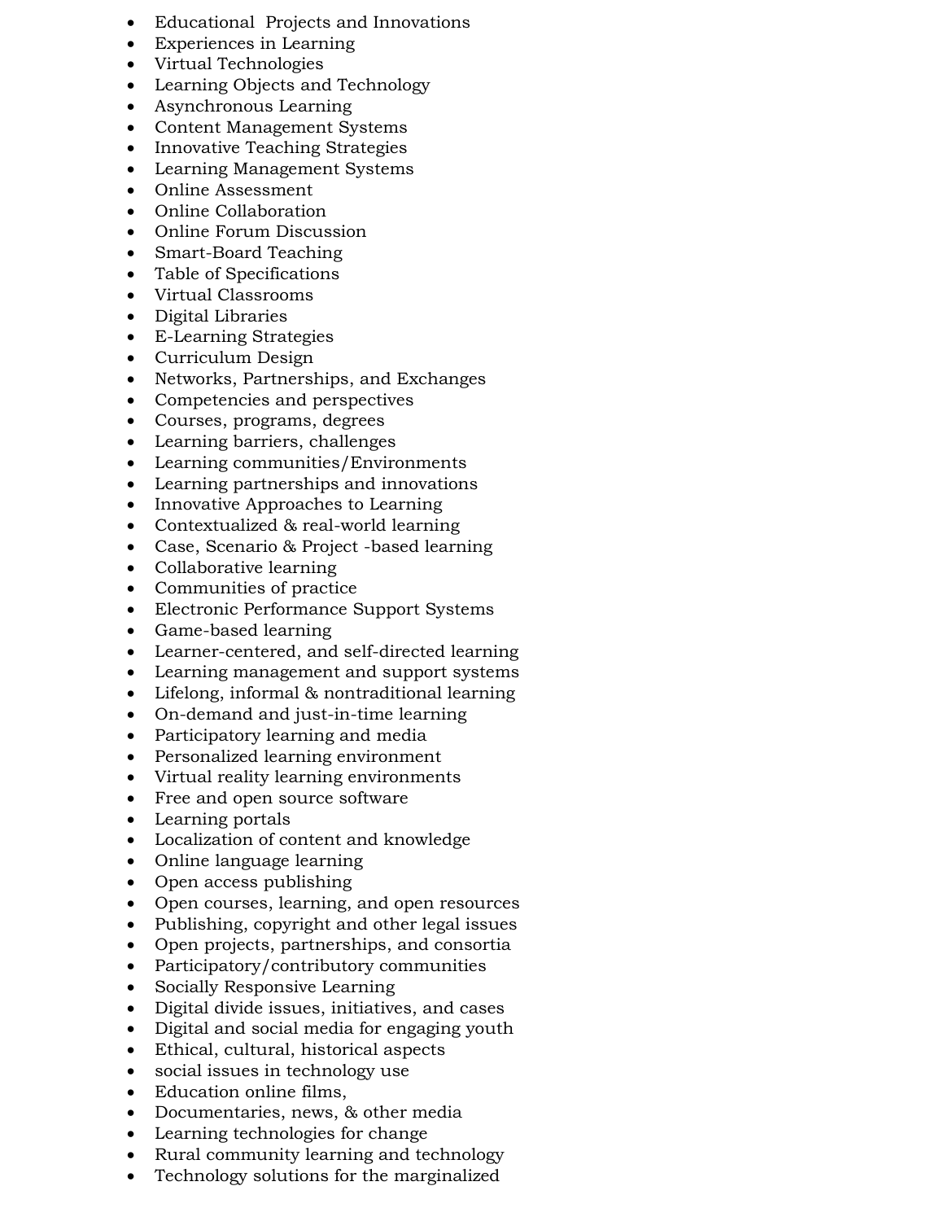- Educational Projects and Innovations
- Experiences in Learning
- Virtual Technologies
- Learning Objects and Technology
- Asynchronous Learning
- Content Management Systems
- Innovative Teaching Strategies
- Learning Management Systems
- Online Assessment
- Online Collaboration
- Online Forum Discussion
- Smart-Board Teaching
- Table of Specifications
- Virtual Classrooms
- Digital Libraries
- E-Learning Strategies
- Curriculum Design
- Networks, Partnerships, and Exchanges
- Competencies and perspectives
- Courses, programs, degrees
- Learning barriers, challenges
- Learning communities/Environments
- Learning partnerships and innovations
- Innovative Approaches to Learning
- Contextualized & real-world learning
- Case, Scenario & Project -based learning
- Collaborative learning
- Communities of practice
- Electronic Performance Support Systems
- Game-based learning
- Learner-centered, and self-directed learning
- Learning management and support systems
- Lifelong, informal & nontraditional learning
- On-demand and just-in-time learning
- Participatory learning and media
- Personalized learning environment
- Virtual reality learning environments
- Free and open source software
- Learning portals
- Localization of content and knowledge
- Online language learning
- Open access publishing
- Open courses, learning, and open resources
- Publishing, copyright and other legal issues
- Open projects, partnerships, and consortia
- Participatory/contributory communities
- Socially Responsive Learning
- Digital divide issues, initiatives, and cases
- Digital and social media for engaging youth
- Ethical, cultural, historical aspects
- social issues in technology use
- Education online films,
- Documentaries, news, & other media
- Learning technologies for change
- Rural community learning and technology
- Technology solutions for the marginalized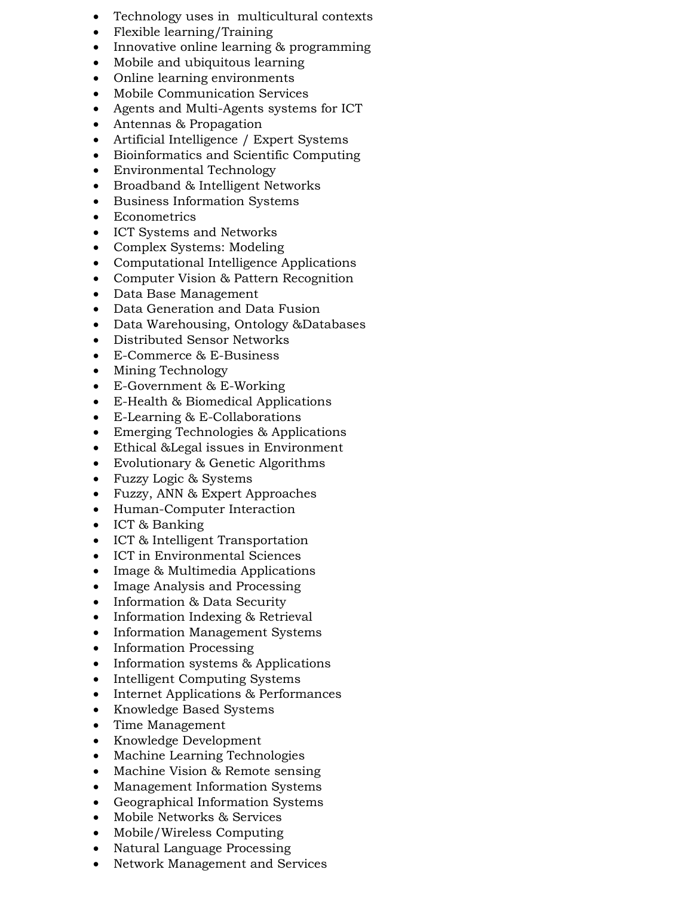- Technology uses in  multicultural contexts
- Flexible learning/Training
- Innovative online learning & programming
- Mobile and ubiquitous learning
- Online learning environments
- Mobile Communication Services
- Agents and Multi-Agents systems for ICT
- Antennas & Propagation
- Artificial Intelligence / Expert Systems
- Bioinformatics and Scientific Computing
- Environmental Technology
- Broadband & Intelligent Networks
- Business Information Systems
- Econometrics
- ICT Systems and Networks
- Complex Systems: Modeling
- Computational Intelligence Applications
- Computer Vision & Pattern Recognition
- Data Base Management
- Data Generation and Data Fusion
- Data Warehousing, Ontology &Databases
- Distributed Sensor Networks
- E-Commerce & E-Business
- Mining Technology
- E-Government & E-Working
- E-Health & Biomedical Applications
- E-Learning & E-Collaborations
- Emerging Technologies & Applications
- Ethical &Legal issues in Environment
- Evolutionary & Genetic Algorithms
- Fuzzy Logic & Systems
- Fuzzy, ANN & Expert Approaches
- Human-Computer Interaction
- ICT & Banking
- ICT & Intelligent Transportation
- ICT in Environmental Sciences
- Image & Multimedia Applications
- Image Analysis and Processing
- Information & Data Security
- Information Indexing & Retrieval
- Information Management Systems
- Information Processing
- Information systems & Applications
- Intelligent Computing Systems
- Internet Applications & Performances
- Knowledge Based Systems
- Time Management
- Knowledge Development
- Machine Learning Technologies
- Machine Vision & Remote sensing
- Management Information Systems
- Geographical Information Systems
- Mobile Networks & Services
- Mobile/Wireless Computing
- Natural Language Processing
- Network Management and Services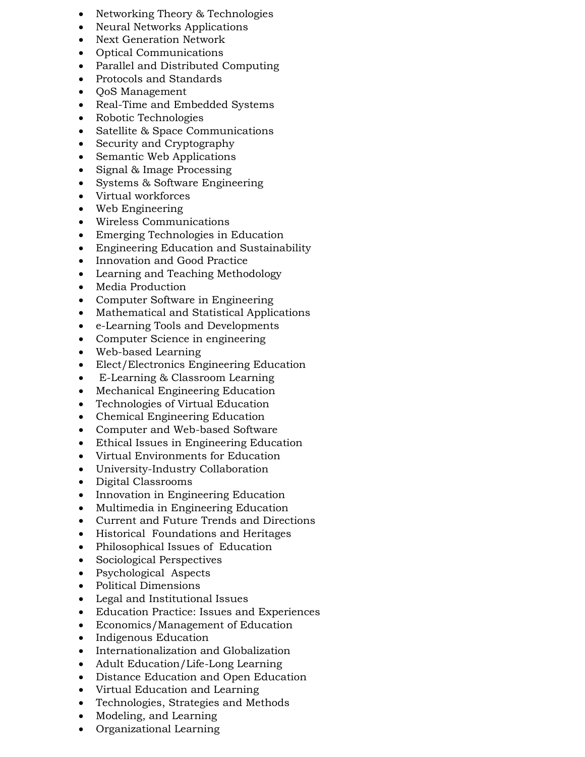- Networking Theory & Technologies
- Neural Networks Applications
- Next Generation Network
- Optical Communications
- Parallel and Distributed Computing
- Protocols and Standards
- QoS Management
- Real-Time and Embedded Systems
- Robotic Technologies
- Satellite & Space Communications
- Security and Cryptography
- Semantic Web Applications
- Signal & Image Processing
- Systems & Software Engineering
- Virtual workforces
- Web Engineering
- Wireless Communications
- Emerging Technologies in Education
- Engineering Education and Sustainability
- Innovation and Good Practice
- Learning and Teaching Methodology
- Media Production
- Computer Software in Engineering
- Mathematical and Statistical Applications
- e-Learning Tools and Developments
- Computer Science in engineering
- Web-based Learning
- Elect/Electronics Engineering Education
- E-Learning & Classroom Learning
- Mechanical Engineering Education
- Technologies of Virtual Education
- Chemical Engineering Education
- Computer and Web-based Software
- Ethical Issues in Engineering Education
- Virtual Environments for Education
- University-Industry Collaboration
- Digital Classrooms
- Innovation in Engineering Education
- Multimedia in Engineering Education
- Current and Future Trends and Directions
- Historical Foundations and Heritages
- Philosophical Issues of Education
- Sociological Perspectives
- Psychological Aspects
- Political Dimensions
- Legal and Institutional Issues
- Education Practice: Issues and Experiences
- Economics/Management of Education
- Indigenous Education
- Internationalization and Globalization
- Adult Education/Life-Long Learning
- Distance Education and Open Education
- Virtual Education and Learning
- Technologies, Strategies and Methods
- Modeling, and Learning
- Organizational Learning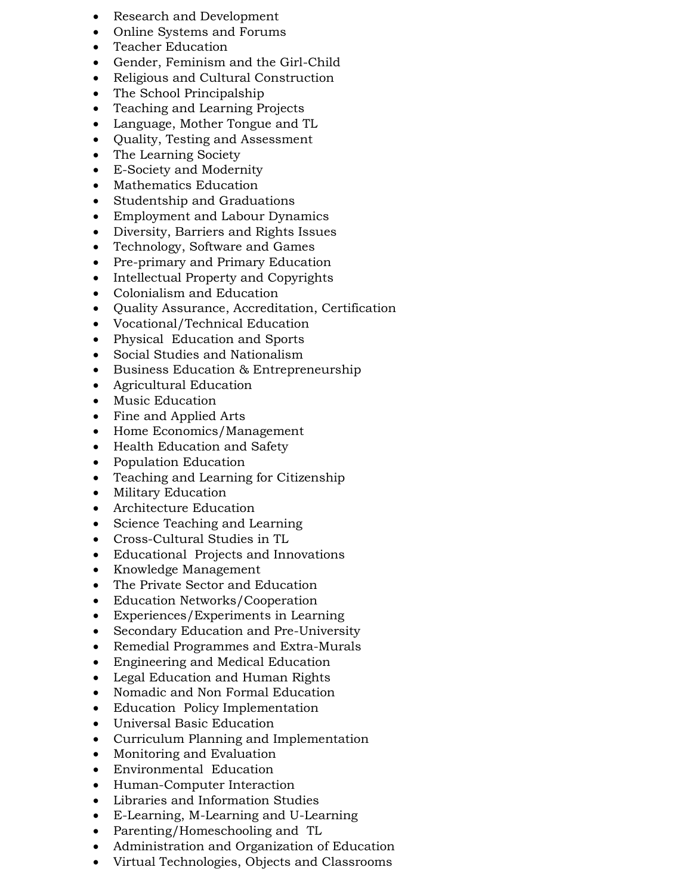- Research and Development
- Online Systems and Forums
- Teacher Education
- Gender, Feminism and the Girl-Child
- Religious and Cultural Construction
- The School Principalship
- Teaching and Learning Projects
- Language, Mother Tongue and TL
- Quality, Testing and Assessment
- The Learning Society
- E-Society and Modernity
- Mathematics Education
- Studentship and Graduations
- Employment and Labour Dynamics
- Diversity, Barriers and Rights Issues
- Technology, Software and Games
- Pre-primary and Primary Education
- Intellectual Property and Copyrights
- Colonialism and Education
- Quality Assurance, Accreditation, Certification
- Vocational/Technical Education
- Physical Education and Sports
- Social Studies and Nationalism
- Business Education & Entrepreneurship
- Agricultural Education
- Music Education
- Fine and Applied Arts
- Home Economics/Management
- Health Education and Safety
- Population Education
- Teaching and Learning for Citizenship
- Military Education
- Architecture Education
- Science Teaching and Learning
- Cross-Cultural Studies in TL
- Educational Projects and Innovations
- Knowledge Management
- The Private Sector and Education
- Education Networks/Cooperation
- Experiences/Experiments in Learning
- Secondary Education and Pre-University
- Remedial Programmes and Extra-Murals
- Engineering and Medical Education
- Legal Education and Human Rights
- Nomadic and Non Formal Education
- Education Policy Implementation
- Universal Basic Education
- Curriculum Planning and Implementation
- Monitoring and Evaluation
- Environmental Education
- Human-Computer Interaction
- Libraries and Information Studies
- E-Learning, M-Learning and U-Learning
- Parenting/Homeschooling and TL
- Administration and Organization of Education
- Virtual Technologies, Objects and Classrooms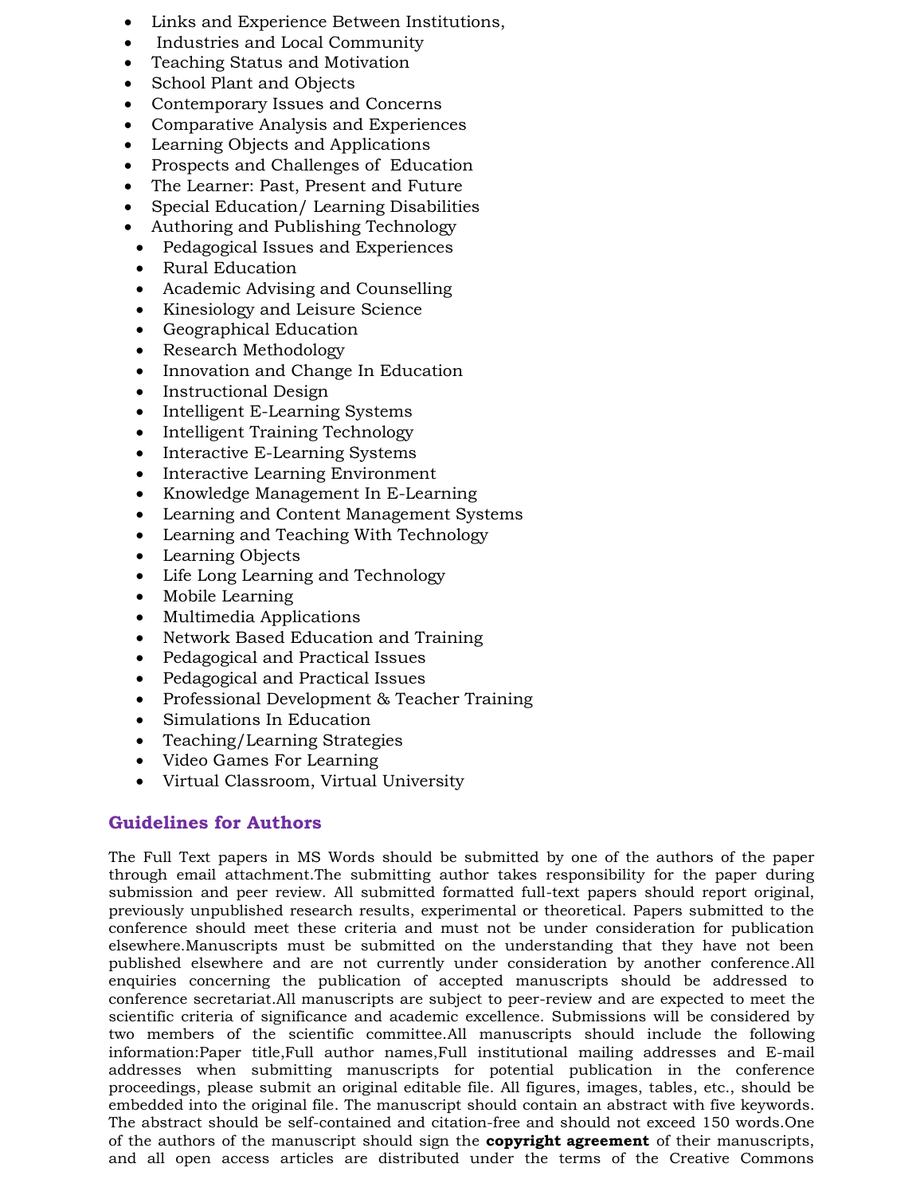- Links and Experience Between Institutions,
- Industries and Local Community
- Teaching Status and Motivation
- School Plant and Objects
- Contemporary Issues and Concerns
- Comparative Analysis and Experiences
- Learning Objects and Applications
- Prospects and Challenges of Education
- The Learner: Past, Present and Future
- Special Education/ Learning Disabilities
- Authoring and Publishing Technology
- Pedagogical Issues and Experiences
- Rural Education
- Academic Advising and Counselling
- Kinesiology and Leisure Science
- Geographical Education
- Research Methodology
- Innovation and Change In Education
- Instructional Design
- Intelligent E-Learning Systems
- Intelligent Training Technology
- Interactive E-Learning Systems
- Interactive Learning Environment
- Knowledge Management In E-Learning
- Learning and Content Management Systems
- Learning and Teaching With Technology
- Learning Objects
- Life Long Learning and Technology
- Mobile Learning
- Multimedia Applications
- Network Based Education and Training
- Pedagogical and Practical Issues
- Pedagogical and Practical Issues
- Professional Development & Teacher Training
- Simulations In Education
- Teaching/Learning Strategies
- Video Games For Learning
- Virtual Classroom, Virtual University

## Guidelines for Authors

The Full Text papers in MS Words should be submitted by one of the authors of the paper through email attachment.The submitting author takes responsibility for the paper during submission and peer review. All submitted formatted full-text papers should report original, previously unpublished research results, experimental or theoretical. Papers submitted to the conference should meet these criteria and must not be under consideration for publication elsewhere.Manuscripts must be submitted on the understanding that they have not been published elsewhere and are not currently under consideration by another conference.All enquiries concerning the publication of accepted manuscripts should be addressed to conference secretariat.All manuscripts are subject to peer-review and are expected to meet the scientific criteria of significance and academic excellence. Submissions will be considered by two members of the scientific committee.All manuscripts should include the following information:Paper title,Full author names,Full institutional mailing addresses and E-mail addresses when submitting manuscripts for potential publication in the conference proceedings, please submit an original editable file. All figures, images, tables, etc., should be embedded into the original file. The manuscript should contain an abstract with five keywords. The abstract should be self-contained and citation-free and should not exceed 150 words.One of the authors of the manuscript should sign the **copyright agreement** of their manuscripts, and all open access articles are distributed under the terms of the Creative Commons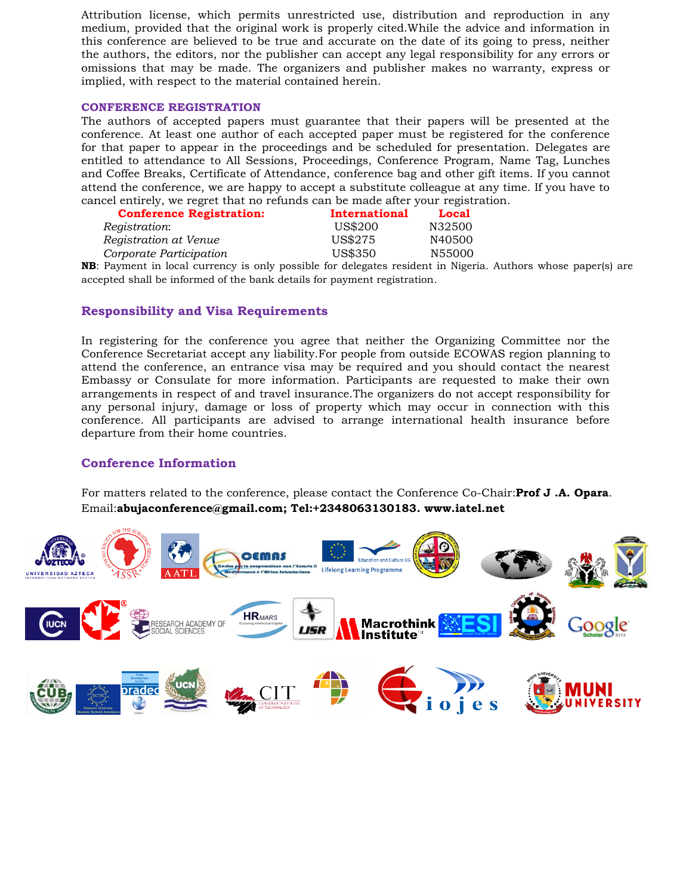Attribution license, which permits unrestricted use, distribution and reproduction in any medium, provided that the original work is properly cited.While the advice and information in this conference are believed to be true and accurate on the date of its going to press, neither the authors, the editors, nor the publisher can accept any legal responsibility for any errors or omissions that may be made. The organizers and publisher makes no warranty, express or implied, with respect to the material contained herein.

## CONFERENCE REGISTRATION

The authors of accepted papers must guarantee that their papers will be presented at the conference. At least one author of each accepted paper must be registered for the conference for that paper to appear in the proceedings and be scheduled for presentation. Delegates are entitled to attendance to All Sessions, Proceedings, Conference Program, Name Tag, Lunches and Coffee Breaks, Certificate of Attendance, conference bag and other gift items. If you cannot attend the conference, we are happy to accept a substitute colleague at any time. If you have to cancel entirely, we regret that no refunds can be made after your registration.

| Conference Registration: | International | Local |
|---|---|---|
| *Registration*: | US$200 | N32500 |
| *Registration at Venue* | US$275 | N40500 |
| *Corporate Participation* | US$350 | N55000 |

**NB**: Payment in local currency is only possible for delegates resident in Nigeria. Authors whose paper(s) are accepted shall be informed of the bank details for payment registration.

## Responsibility and Visa Requirements

In registering for the conference you agree that neither the Organizing Committee nor the Conference Secretariat accept any liability.For people from outside ECOWAS region planning to attend the conference, an entrance visa may be required and you should contact the nearest Embassy or Consulate for more information. Participants are requested to make their own arrangements in respect of and travel insurance.The organizers do not accept responsibility for any personal injury, damage or loss of property which may occur in connection with this conference. All participants are advised to arrange international health insurance before departure from their home countries.

## Conference Information

For matters related to the conference, please contact the Conference Co-Chair:**Prof J .A. Opara**. Email:**abujaconference@gmail.com; Tel:+2348063130183. www.iatel.net**